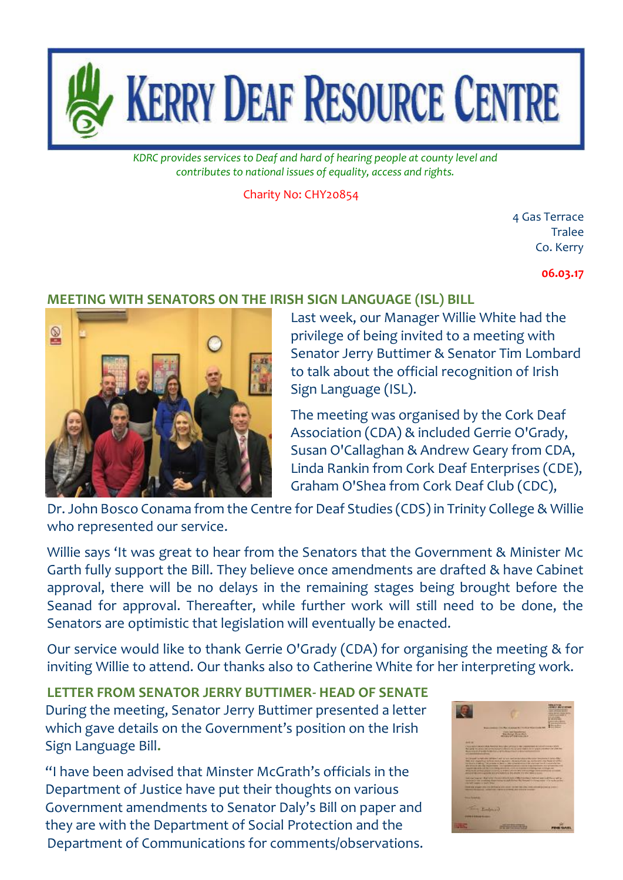# KERRY DEAF RESOURCE CENTRE

*KDRC provides services to Deaf and hard of hearing people at county level and contributes to national issues of equality, access and rights.*

Charity No: CHY20854

4 Gas Terrace
Tralee
Co. Kerry

**06.03.17**

## MEETING WITH SENATORS ON THE IRISH SIGN LANGUAGE (ISL) BILL

Last week, our Manager Willie White had the privilege of being invited to a meeting with Senator Jerry Buttimer & Senator Tim Lombard to talk about the official recognition of Irish Sign Language (ISL).

The meeting was organised by the Cork Deaf Association (CDA) & included Gerrie O'Grady, Susan O'Callaghan & Andrew Geary from CDA, Linda Rankin from Cork Deaf Enterprises (CDE), Graham O'Shea from Cork Deaf Club (CDC), Dr. John Bosco Conama from the Centre for Deaf Studies (CDS) in Trinity College & Willie who represented our service.

Willie says 'It was great to hear from the Senators that the Government & Minister Mc Garth fully support the Bill. They believe once amendments are drafted & have Cabinet approval, there will be no delays in the remaining stages being brought before the Seanad for approval. Thereafter, while further work will still need to be done, the Senators are optimistic that legislation will eventually be enacted.

Our service would like to thank Gerrie O'Grady (CDA) for organising the meeting & for inviting Willie to attend. Our thanks also to Catherine White for her interpreting work.

## LETTER FROM SENATOR JERRY BUTTIMER- HEAD OF SENATE

During the meeting, Senator Jerry Buttimer presented a letter which gave details on the Government's position on the Irish Sign Language Bill**.**

"I have been advised that Minster McGrath's officials in the Department of Justice have put their thoughts on various Government amendments to Senator Daly's Bill on paper and they are with the Department of Social Protection and the Department of Communications for comments/observations.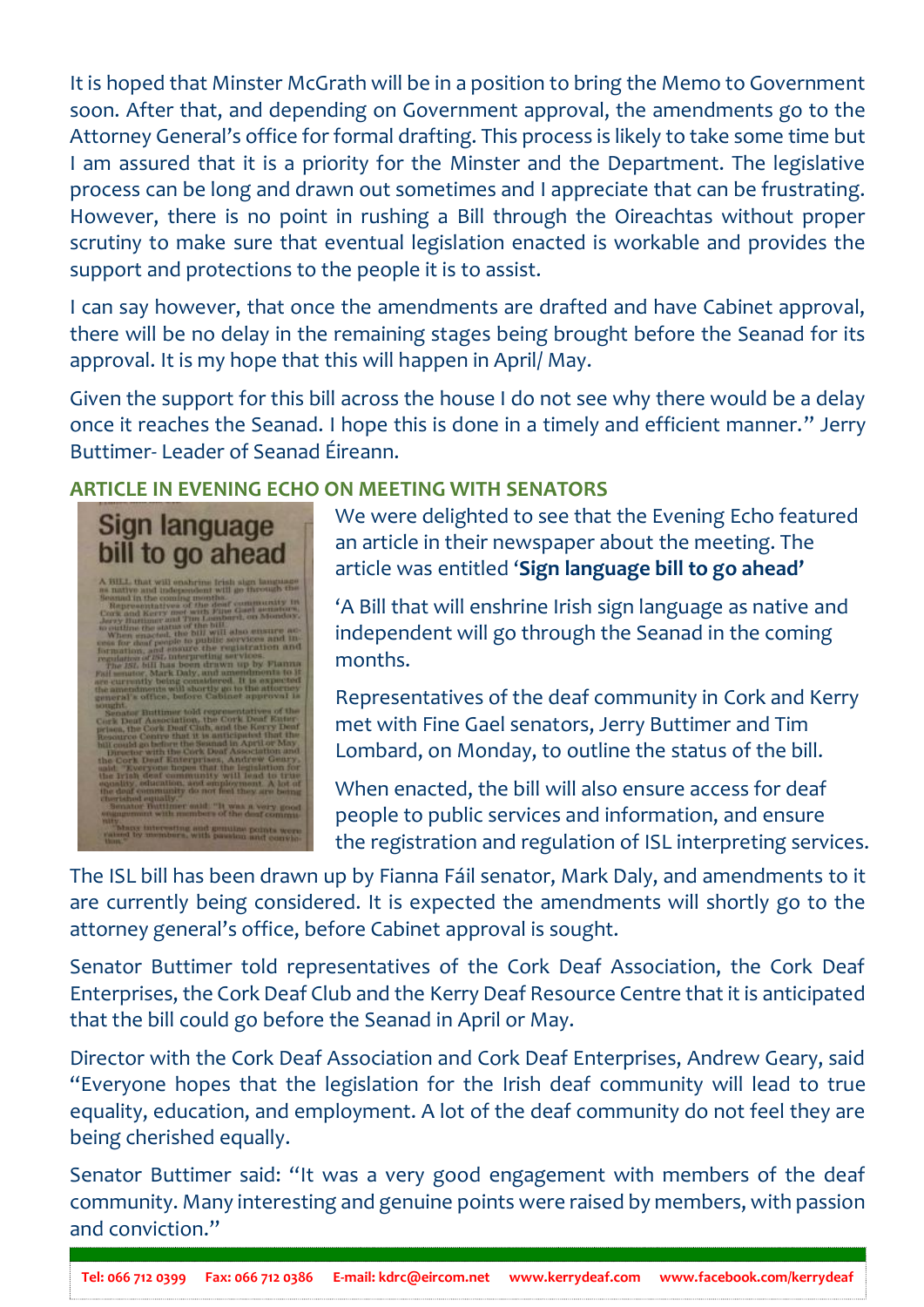It is hoped that Minster McGrath will be in a position to bring the Memo to Government soon. After that, and depending on Government approval, the amendments go to the Attorney General's office for formal drafting. This process is likely to take some time but I am assured that it is a priority for the Minster and the Department. The legislative process can be long and drawn out sometimes and I appreciate that can be frustrating. However, there is no point in rushing a Bill through the Oireachtas without proper scrutiny to make sure that eventual legislation enacted is workable and provides the support and protections to the people it is to assist.

I can say however, that once the amendments are drafted and have Cabinet approval, there will be no delay in the remaining stages being brought before the Seanad for its approval. It is my hope that this will happen in April/ May.

Given the support for this bill across the house I do not see why there would be a delay once it reaches the Seanad. I hope this is done in a timely and efficient manner." Jerry Buttimer- Leader of Seanad Éireann.

## ARTICLE IN EVENING ECHO ON MEETING WITH SENATORS

We were delighted to see that the Evening Echo featured an article in their newspaper about the meeting. The article was entitled '**Sign language bill to go ahead'**

'A Bill that will enshrine Irish sign language as native and independent will go through the Seanad in the coming months.

Representatives of the deaf community in Cork and Kerry met with Fine Gael senators, Jerry Buttimer and Tim Lombard, on Monday, to outline the status of the bill.

When enacted, the bill will also ensure access for deaf people to public services and information, and ensure the registration and regulation of ISL interpreting services.

The ISL bill has been drawn up by Fianna Fáil senator, Mark Daly, and amendments to it are currently being considered. It is expected the amendments will shortly go to the attorney general's office, before Cabinet approval is sought.

Senator Buttimer told representatives of the Cork Deaf Association, the Cork Deaf Enterprises, the Cork Deaf Club and the Kerry Deaf Resource Centre that it is anticipated that the bill could go before the Seanad in April or May.

Director with the Cork Deaf Association and Cork Deaf Enterprises, Andrew Geary, said "Everyone hopes that the legislation for the Irish deaf community will lead to true equality, education, and employment. A lot of the deaf community do not feel they are being cherished equally.

Senator Buttimer said: "It was a very good engagement with members of the deaf community. Many interesting and genuine points were raised by members, with passion and conviction."

**Tel: 066 712 0399 Fax: 066 712 0386 E-mail: kdrc@eircom.net www.kerrydeaf.com www.facebook.com/kerrydeaf**